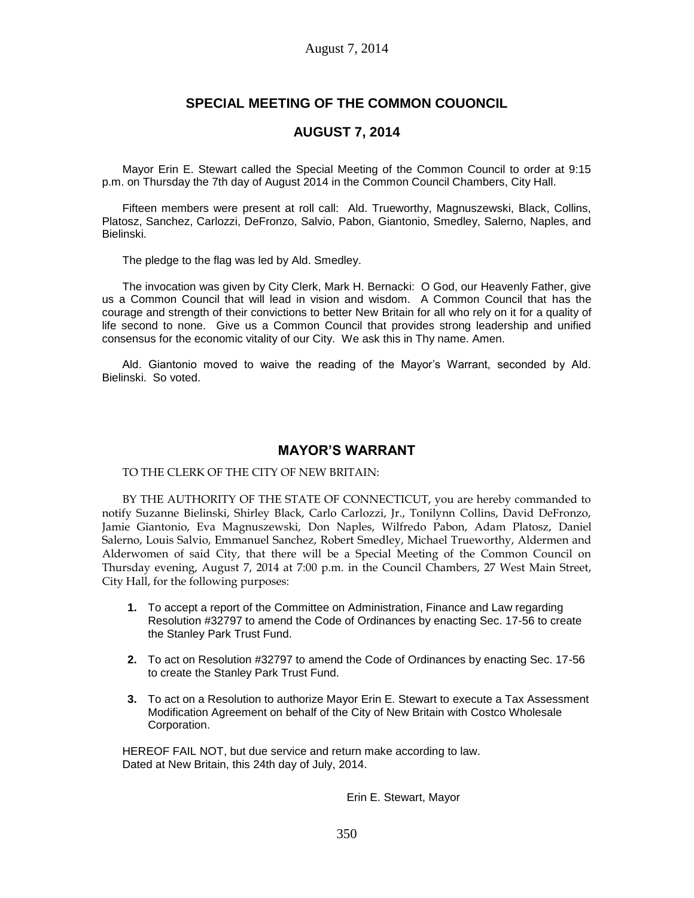## SPECIAL MEETING OF THE COMMON COUONCIL

## AUGUST 7, 2014

Mayor Erin E. Stewart called the Special Meeting of the Common Council to order at 9:15 p.m. on Thursday the 7th day of August 2014 in the Common Council Chambers, City Hall.

Fifteen members were present at roll call: Ald. Trueworthy, Magnuszewski, Black, Collins, Platosz, Sanchez, Carlozzi, DeFronzo, Salvio, Pabon, Giantonio, Smedley, Salerno, Naples, and Bielinski.

The pledge to the flag was led by Ald. Smedley.

The invocation was given by City Clerk, Mark H. Bernacki: O God, our Heavenly Father, give us a Common Council that will lead in vision and wisdom. A Common Council that has the courage and strength of their convictions to better New Britain for all who rely on it for a quality of life second to none. Give us a Common Council that provides strong leadership and unified consensus for the economic vitality of our City. We ask this in Thy name. Amen.

Ald. Giantonio moved to waive the reading of the Mayor's Warrant, seconded by Ald. Bielinski. So voted.

## MAYOR'S WARRANT

TO THE CLERK OF THE CITY OF NEW BRITAIN:

BY THE AUTHORITY OF THE STATE OF CONNECTICUT, you are hereby commanded to notify Suzanne Bielinski, Shirley Black, Carlo Carlozzi, Jr., Tonilynn Collins, David DeFronzo, Jamie Giantonio, Eva Magnuszewski, Don Naples, Wilfredo Pabon, Adam Platosz, Daniel Salerno, Louis Salvio, Emmanuel Sanchez, Robert Smedley, Michael Trueworthy, Aldermen and Alderwomen of said City, that there will be a Special Meeting of the Common Council on Thursday evening, August 7, 2014 at 7:00 p.m. in the Council Chambers, 27 West Main Street, City Hall, for the following purposes:

1. To accept a report of the Committee on Administration, Finance and Law regarding Resolution #32797 to amend the Code of Ordinances by enacting Sec. 17-56 to create the Stanley Park Trust Fund.
2. To act on Resolution #32797 to amend the Code of Ordinances by enacting Sec. 17-56 to create the Stanley Park Trust Fund.
3. To act on a Resolution to authorize Mayor Erin E. Stewart to execute a Tax Assessment Modification Agreement on behalf of the City of New Britain with Costco Wholesale Corporation.

HEREOF FAIL NOT, but due service and return make according to law.
Dated at New Britain, this 24th day of July, 2014.

Erin E. Stewart, Mayor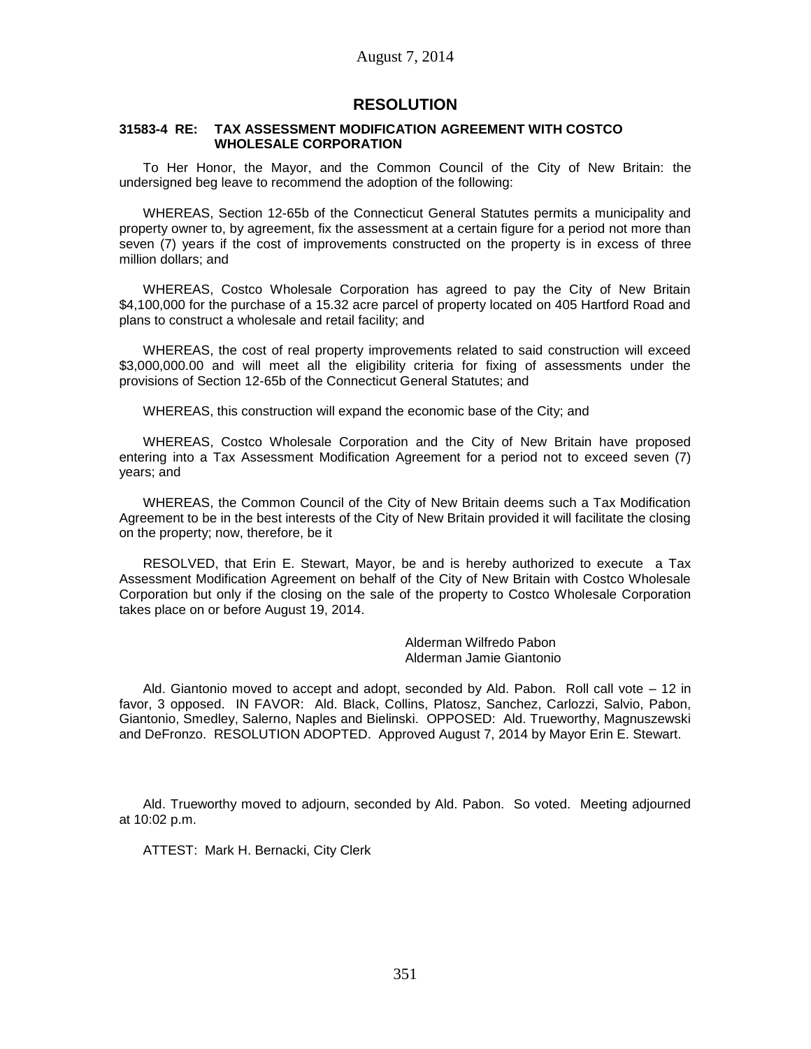## RESOLUTION

**31583-4 RE: TAX ASSESSMENT MODIFICATION AGREEMENT WITH COSTCO WHOLESALE CORPORATION**

To Her Honor, the Mayor, and the Common Council of the City of New Britain: the undersigned beg leave to recommend the adoption of the following:

WHEREAS, Section 12-65b of the Connecticut General Statutes permits a municipality and property owner to, by agreement, fix the assessment at a certain figure for a period not more than seven (7) years if the cost of improvements constructed on the property is in excess of three million dollars; and

WHEREAS, Costco Wholesale Corporation has agreed to pay the City of New Britain $4,100,000 for the purchase of a 15.32 acre parcel of property located on 405 Hartford Road and plans to construct a wholesale and retail facility; and

WHEREAS, the cost of real property improvements related to said construction will exceed $3,000,000.00 and will meet all the eligibility criteria for fixing of assessments under the provisions of Section 12-65b of the Connecticut General Statutes; and

WHEREAS, this construction will expand the economic base of the City; and

WHEREAS, Costco Wholesale Corporation and the City of New Britain have proposed entering into a Tax Assessment Modification Agreement for a period not to exceed seven (7) years; and

WHEREAS, the Common Council of the City of New Britain deems such a Tax Modification Agreement to be in the best interests of the City of New Britain provided it will facilitate the closing on the property; now, therefore, be it

RESOLVED, that Erin E. Stewart, Mayor, be and is hereby authorized to execute a Tax Assessment Modification Agreement on behalf of the City of New Britain with Costco Wholesale Corporation but only if the closing on the sale of the property to Costco Wholesale Corporation takes place on or before August 19, 2014.

Alderman Wilfredo Pabon
Alderman Jamie Giantonio

Ald. Giantonio moved to accept and adopt, seconded by Ald. Pabon. Roll call vote – 12 in favor, 3 opposed. IN FAVOR: Ald. Black, Collins, Platosz, Sanchez, Carlozzi, Salvio, Pabon, Giantonio, Smedley, Salerno, Naples and Bielinski. OPPOSED: Ald. Trueworthy, Magnuszewski and DeFronzo. RESOLUTION ADOPTED. Approved August 7, 2014 by Mayor Erin E. Stewart.

Ald. Trueworthy moved to adjourn, seconded by Ald. Pabon. So voted. Meeting adjourned at 10:02 p.m.

ATTEST: Mark H. Bernacki, City Clerk